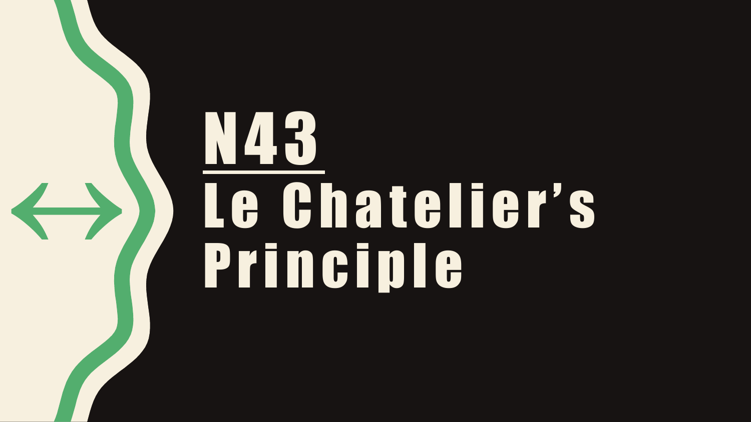# N43

# Le Chatelier's Principle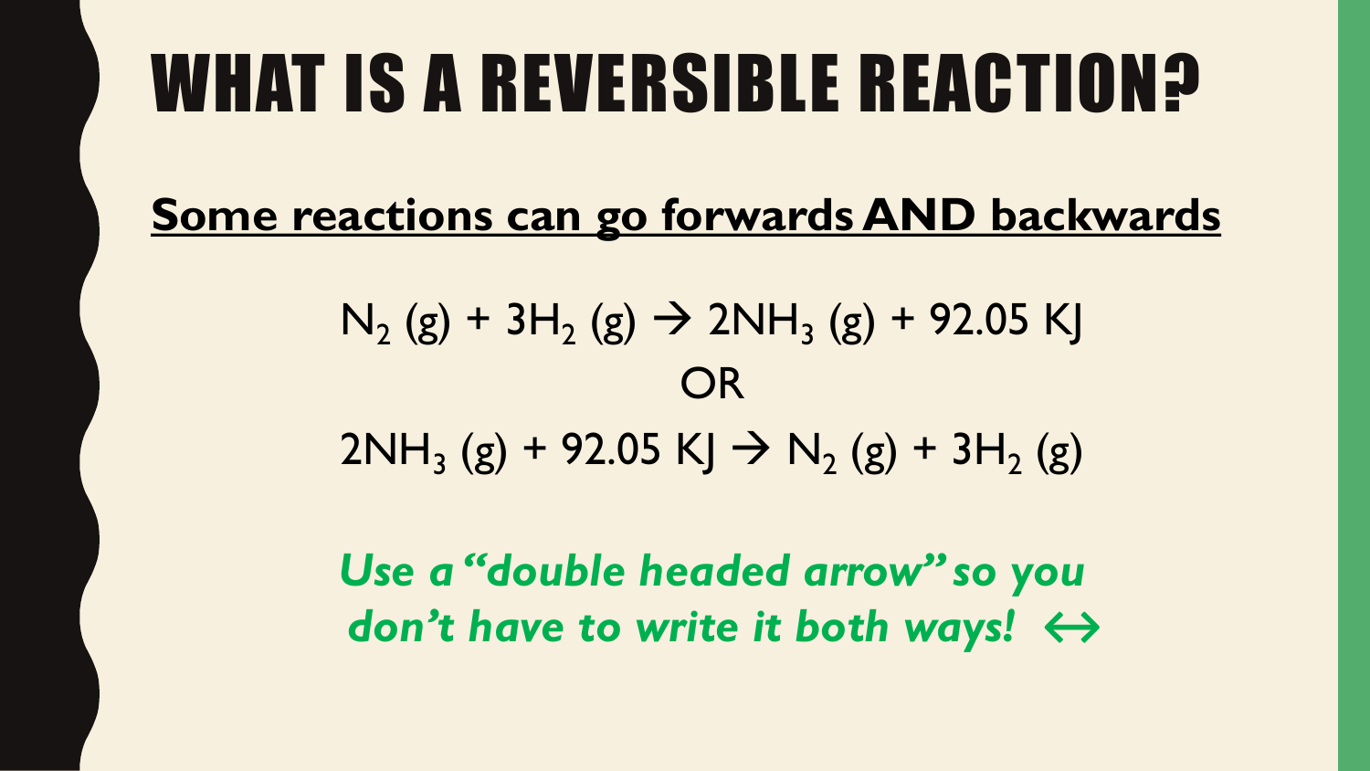# WHAT IS A REVERSIBLE REACTION?

**<u>Some reactions can go forwards AND backwards</u>**

$$N_2\,(g) + 3H_2\,(g) \rightarrow 2NH_3\,(g) + 92.05\ KJ$$

OR

$$2NH_3\,(g) + 92.05\ KJ \rightarrow N_2\,(g) + 3H_2\,(g)$$

***Use a "double headed arrow" so you don't have to write it both ways!*** $\leftrightarrow$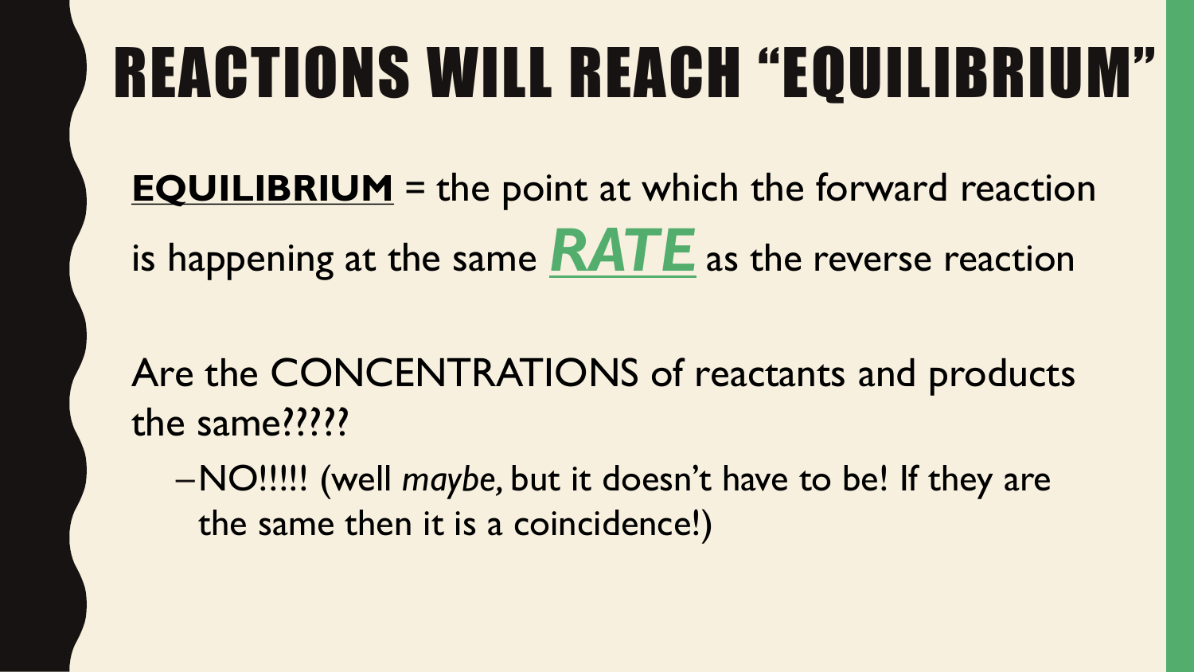# REACTIONS WILL REACH "EQUILIBRIUM"

**EQUILIBRIUM** = the point at which the forward reaction is happening at the same ***RATE*** as the reverse reaction

Are the CONCENTRATIONS of reactants and products the same?????

- NO!!!!! (well *maybe*, but it doesn't have to be! If they are the same then it is a coincidence!)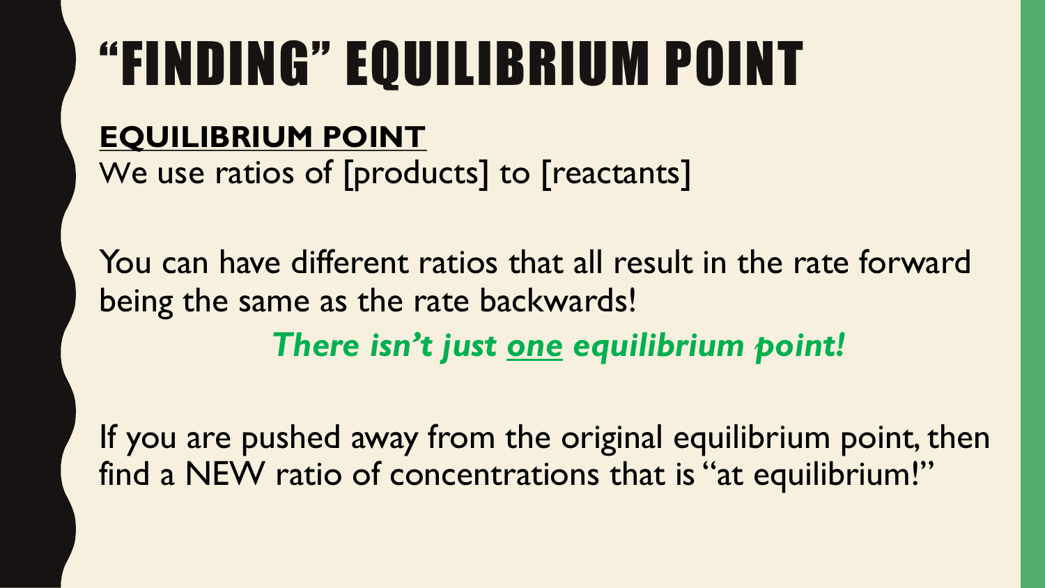# "FINDING" EQUILIBRIUM POINT

**<u>EQUILIBRIUM POINT</u>**

We use ratios of [products] to [reactants]

You can have different ratios that all result in the rate forward being the same as the rate backwards!

***There isn't just <u>one</u> equilibrium point!***

If you are pushed away from the original equilibrium point, then find a NEW ratio of concentrations that is "at equilibrium!"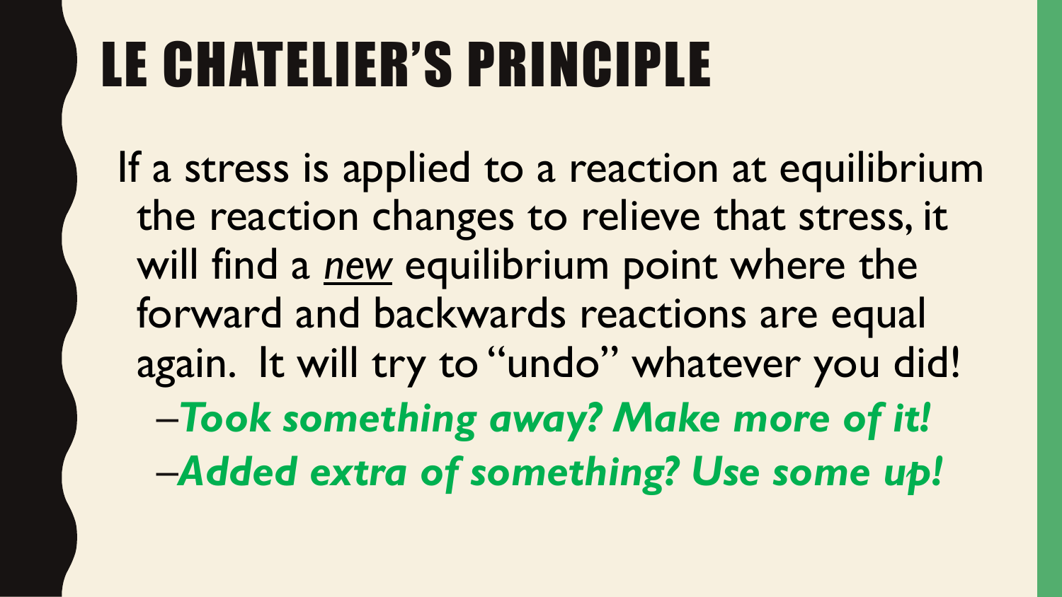# LE CHATELIER'S PRINCIPLE

If a stress is applied to a reaction at equilibrium the reaction changes to relieve that stress, it will find a <u>*new*</u> equilibrium point where the forward and backwards reactions are equal again. It will try to "undo" whatever you did!

- ***Took something away? Make more of it!***
- ***Added extra of something? Use some up!***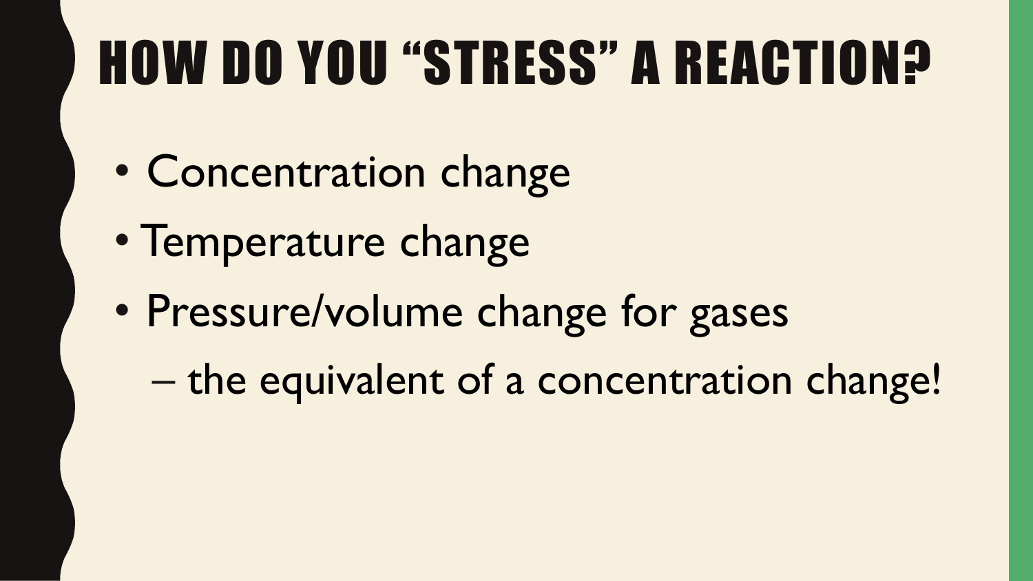# HOW DO YOU "STRESS" A REACTION?

- Concentration change
- Temperature change
- Pressure/volume change for gases
  - the equivalent of a concentration change!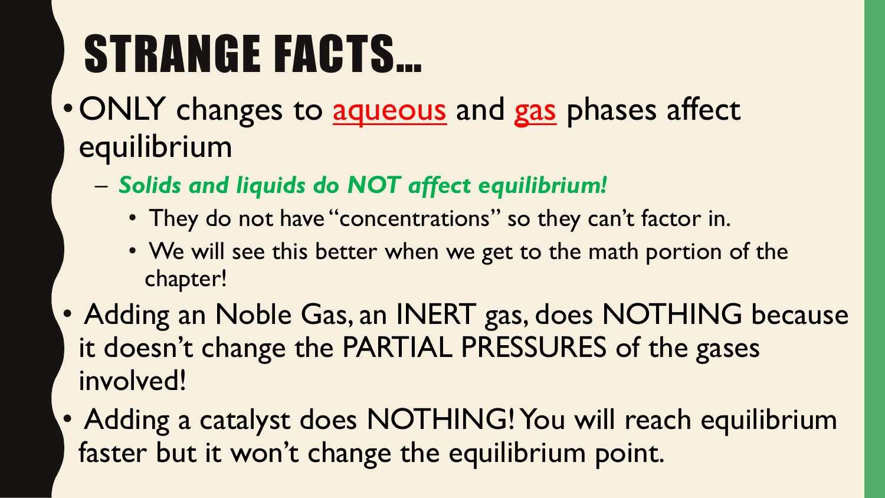# STRANGE FACTS…

- ONLY changes to aqueous and gas phases affect equilibrium
  - ***Solids and liquids do NOT affect equilibrium!***
    - They do not have "concentrations" so they can't factor in.
    - We will see this better when we get to the math portion of the chapter!
- Adding an Noble Gas, an INERT gas, does NOTHING because it doesn't change the PARTIAL PRESSURES of the gases involved!
- Adding a catalyst does NOTHING! You will reach equilibrium faster but it won't change the equilibrium point.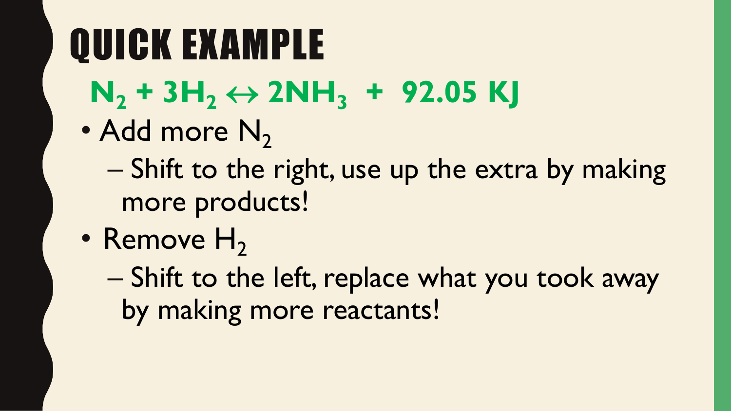# QUICK EXAMPLE

$$N_2 + 3H_2 \leftrightarrow 2NH_3 + 92.05 \text{ KJ}$$

- Add more $N_2$
  - Shift to the right, use up the extra by making more products!
- Remove $H_2$
  - Shift to the left, replace what you took away by making more reactants!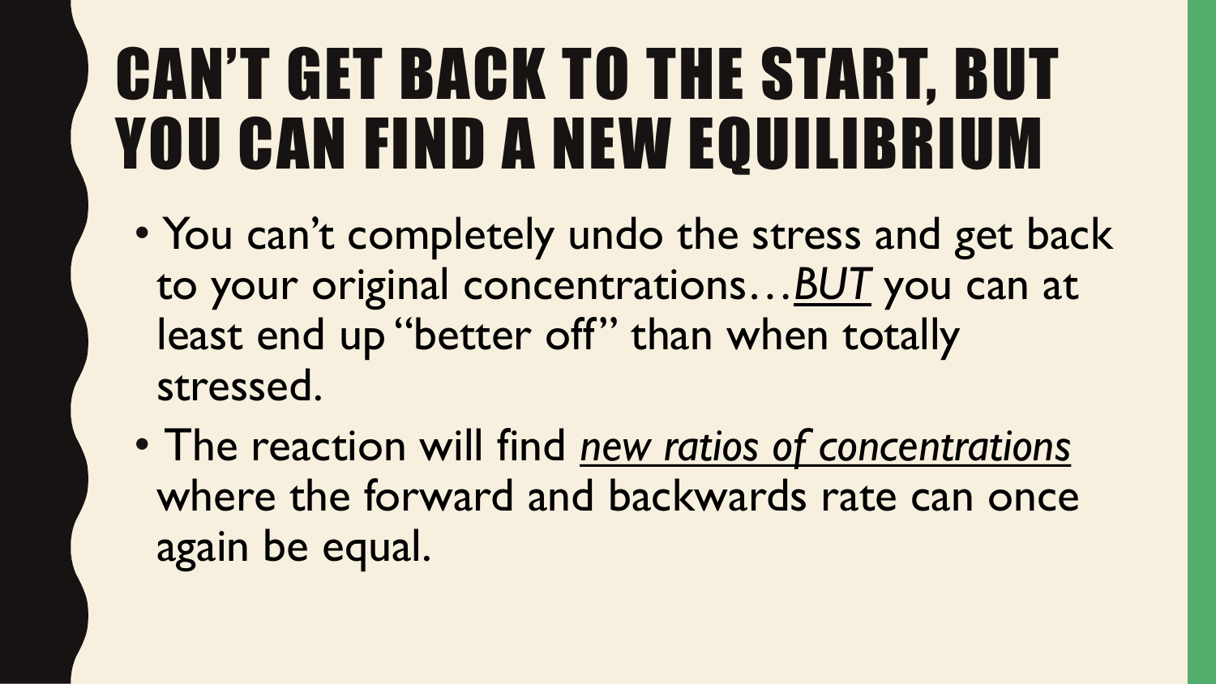# CAN'T GET BACK TO THE START, BUT YOU CAN FIND A NEW EQUILIBRIUM

- You can't completely undo the stress and get back to your original concentrations…***BUT*** you can at least end up "better off" than when totally stressed.
- The reaction will find ***new ratios of concentrations*** where the forward and backwards rate can once again be equal.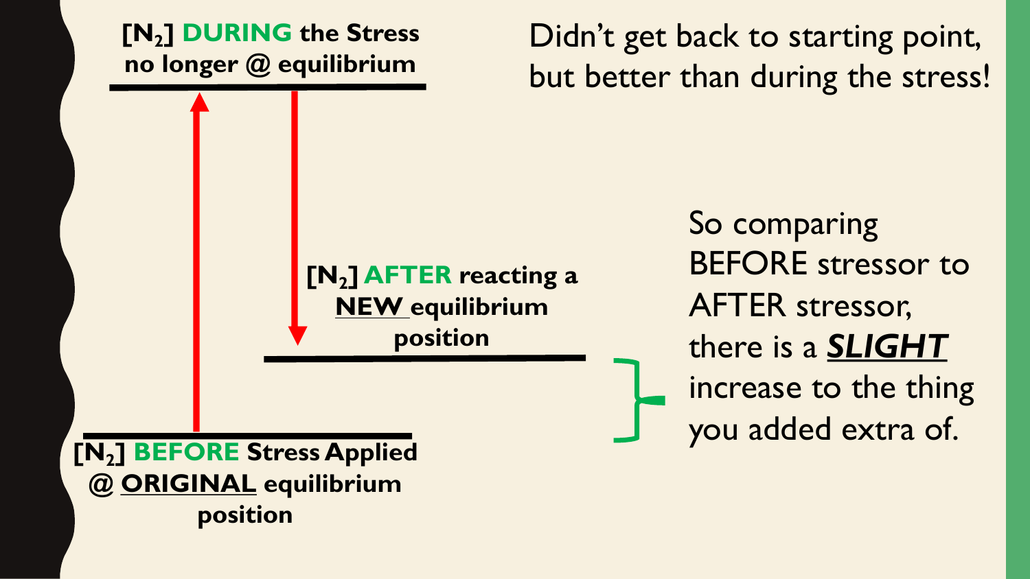**$[N_2]$ DURING the Stress no longer @ equilibrium**

Didn't get back to starting point, but better than during the stress!

**$[N_2]$ AFTER reacting a <u>NEW</u> equilibrium position**

**$[N_2]$ BEFORE Stress Applied @ <u>ORIGINAL</u> equilibrium position**

So comparing BEFORE stressor to AFTER stressor, there is a ***<u>SLIGHT</u>*** increase to the thing you added extra of.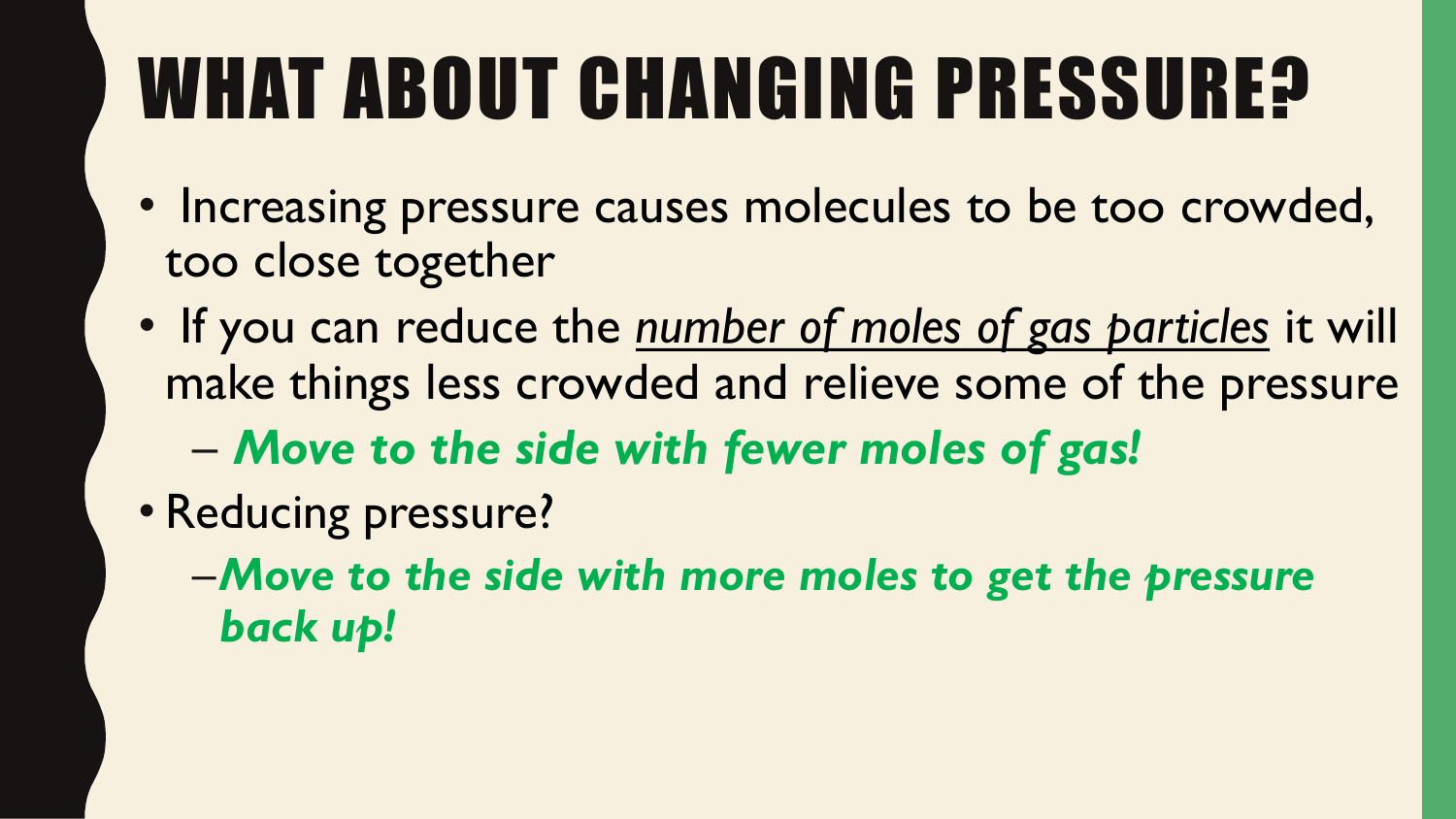# WHAT ABOUT CHANGING PRESSURE?

- Increasing pressure causes molecules to be too crowded, too close together
- If you can reduce the *number of moles of gas particles* it will make things less crowded and relieve some of the pressure
  - ***Move to the side with fewer moles of gas!***
- Reducing pressure?
  - ***Move to the side with more moles to get the pressure back up!***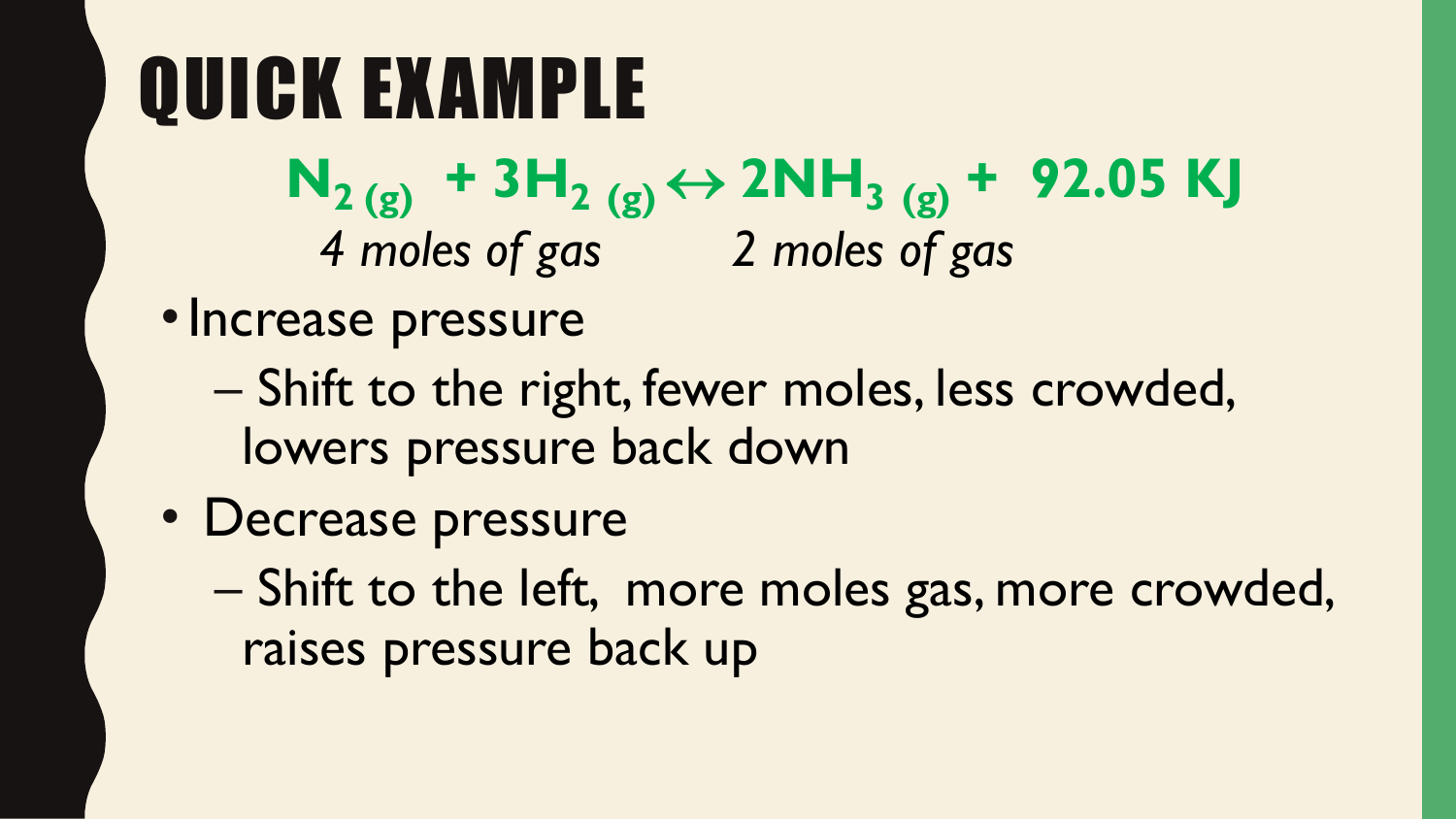# QUICK EXAMPLE

$$N_{2\,(g)} + 3H_{2\,(g)} \leftrightarrow 2NH_{3\,(g)} + 92.05\text{ KJ}$$

*4 moles of gas* *2 moles of gas*

- Increase pressure
  - Shift to the right, fewer moles, less crowded, lowers pressure back down
- Decrease pressure
  - Shift to the left, more moles gas, more crowded, raises pressure back up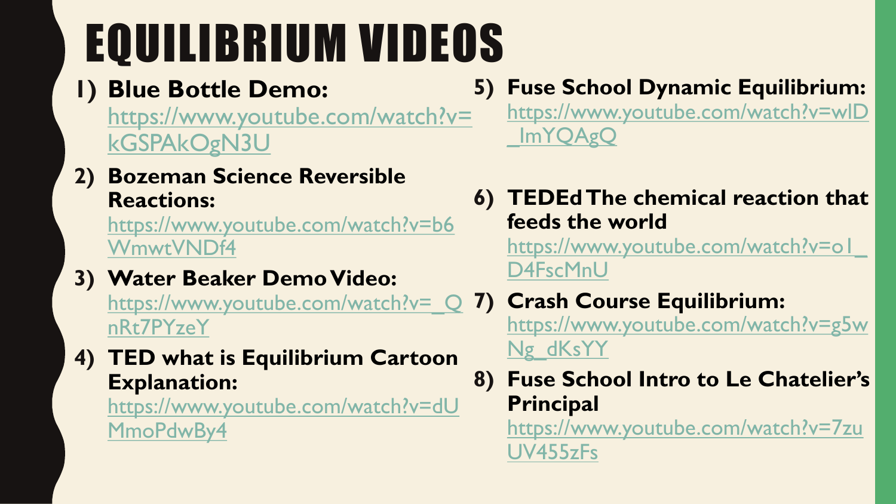# EQUILIBRIUM VIDEOS

1) **Blue Bottle Demo:** https://www.youtube.com/watch?v=kGSPAkOgN3U
2) **Bozeman Science Reversible Reactions:** https://www.youtube.com/watch?v=b6WmwtVNDf4
3) **Water Beaker Demo Video:** https://www.youtube.com/watch?v=_QnRt7PYzeY
4) **TED what is Equilibrium Cartoon Explanation:** https://www.youtube.com/watch?v=dUMmoPdwBy4
5) **Fuse School Dynamic Equilibrium:** https://www.youtube.com/watch?v=wlD_ImYQAgQ
6) **TEDEd The chemical reaction that feeds the world** https://www.youtube.com/watch?v=o1_D4FscMnU
7) **Crash Course Equilibrium:** https://www.youtube.com/watch?v=g5wNg_dKsYY
8) **Fuse School Intro to Le Chatelier's Principal** https://www.youtube.com/watch?v=7zuUV455zFs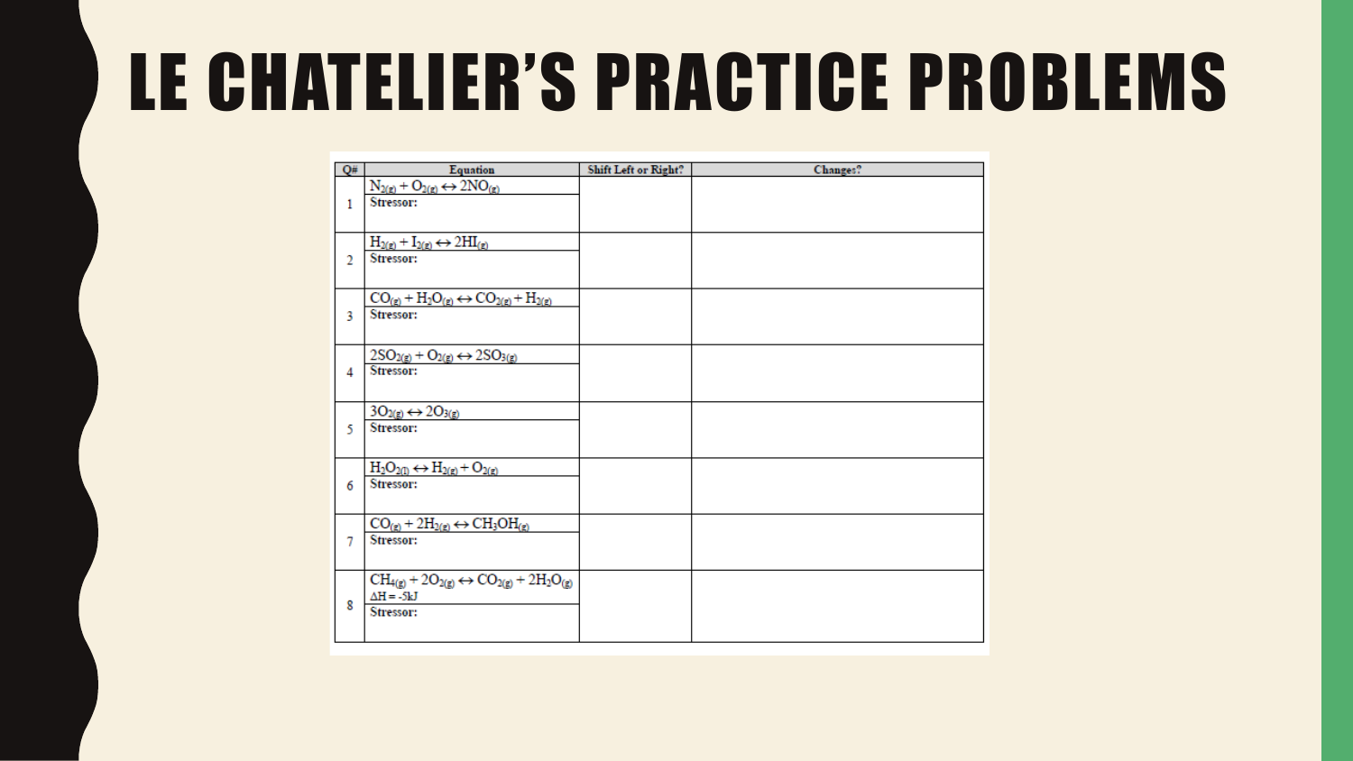# LE CHATELIER'S PRACTICE PROBLEMS

| Q# | Equation | Shift Left or Right? | Changes? |
|---|---|---|---|
| 1 | $N_{2(g)} + O_{2(g)} \leftrightarrow 2NO_{(g)}$<br>**Stressor:** | | |
| 2 | $H_{2(g)} + I_{2(g)} \leftrightarrow 2HI_{(g)}$<br>**Stressor:** | | |
| 3 | $CO_{(g)} + H_2O_{(g)} \leftrightarrow CO_{2(g)} + H_{2(g)}$<br>**Stressor:** | | |
| 4 | $2SO_{2(g)} + O_{2(g)} \leftrightarrow 2SO_{3(g)}$<br>**Stressor:** | | |
| 5 | $3O_{2(g)} \leftrightarrow 2O_{3(g)}$<br>**Stressor:** | | |
| 6 | $H_2O_{2(l)} \leftrightarrow H_{2(g)} + O_{2(g)}$<br>**Stressor:** | | |
| 7 | $CO_{(g)} + 2H_{2(g)} \leftrightarrow CH_3OH_{(g)}$<br>**Stressor:** | | |
| 8 | $CH_{4(g)} + 2O_{2(g)} \leftrightarrow CO_{2(g)} + 2H_2O_{(g)}$<br>$\Delta H = -5kJ$<br>**Stressor:** | | |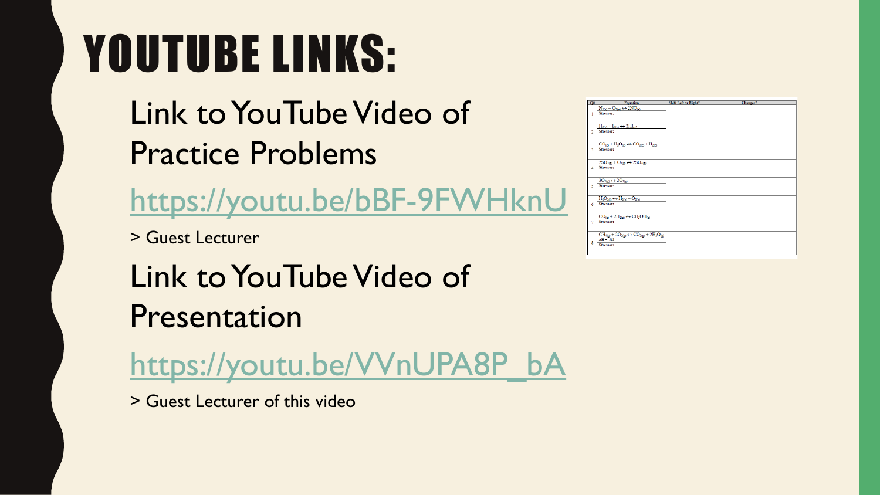# YOUTUBE LINKS:

## Link to YouTube Video of Practice Problems

https://youtu.be/bBF-9FWHknU

> Guest Lecturer

## Link to YouTube Video of Presentation

https://youtu.be/VVnUPA8P_bA

> Guest Lecturer of this video

| Q# | Equation | Shift Left or Right? | Change? |
|---|---|---|---|
| 1 | $N_{2(g)} + O_{2(g)} \leftrightarrow 2NO_{(g)}$ Stressor: | | |
| 2 | $H_{2(g)} + I_{2(g)} \leftrightarrow 2HI_{(g)}$ Stressor: | | |
| 3 | $CO_{(g)} + H_2O_{(g)} \leftrightarrow CO_{2(g)} + H_{2(g)}$ Stressor: | | |
| 4 | $2SO_{2(g)} + O_{2(g)} \leftrightarrow 2SO_{3(g)}$ Stressor: | | |
| 5 | $3O_{2(g)} \leftrightarrow 2O_{3(g)}$ Stressor: | | |
| 6 | $H_2O_{2(l)} \leftrightarrow H_{2(g)} + O_{2(g)}$ Stressor: | | |
| 7 | $CO_{(g)} + 2H_{2(g)} \leftrightarrow CH_3OH_{(g)}$ Stressor: | | |
| 8 | $CH_{4(g)} + 2O_{2(g)} \leftrightarrow CO_{2(g)} + 2H_2O_{(g)}$ $\Delta H = -5kJ$ Stressor: | | |